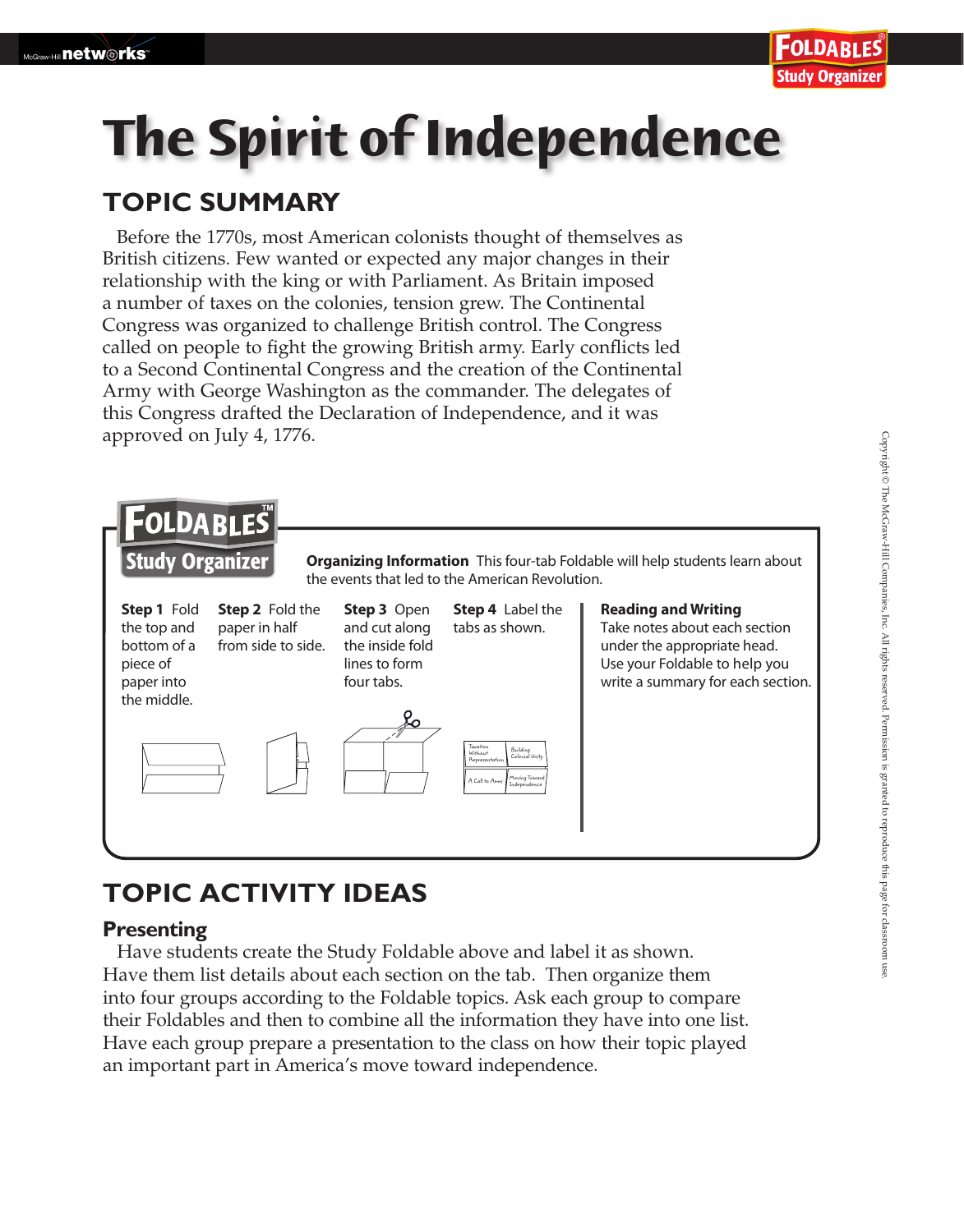# The Spirit of Independence

## TOPIC SUMMARY

Before the 1770s, most American colonists thought of themselves as British citizens. Few wanted or expected any major changes in their relationship with the king or with Parliament. As Britain imposed a number of taxes on the colonies, tension grew. The Continental Congress was organized to challenge British control. The Congress called on people to fight the growing British army. Early conflicts led to a Second Continental Congress and the creation of the Continental Army with George Washington as the commander. The delegates of this Congress drafted the Declaration of Independence, and it was approved on July 4, 1776.

**FOLDABLES™ Study Organizer**

**Organizing Information** This four-tab Foldable will help students learn about the events that led to the American Revolution.

**Step 1** Fold the top and bottom of a piece of paper into the middle.

**Step 2** Fold the paper in half from side to side.

**Step 3** Open and cut along the inside fold lines to form four tabs.

**Step 4** Label the tabs as shown.

- Taxation Without Representation
- Building Colonial Unity
- A Call to Arms
- Moving Toward Independence

**Reading and Writing**
Take notes about each section under the appropriate head. Use your Foldable to help you write a summary for each section.

## TOPIC ACTIVITY IDEAS

### Presenting

Have students create the Study Foldable above and label it as shown. Have them list details about each section on the tab. Then organize them into four groups according to the Foldable topics. Ask each group to compare their Foldables and then to combine all the information they have into one list. Have each group prepare a presentation to the class on how their topic played an important part in America's move toward independence.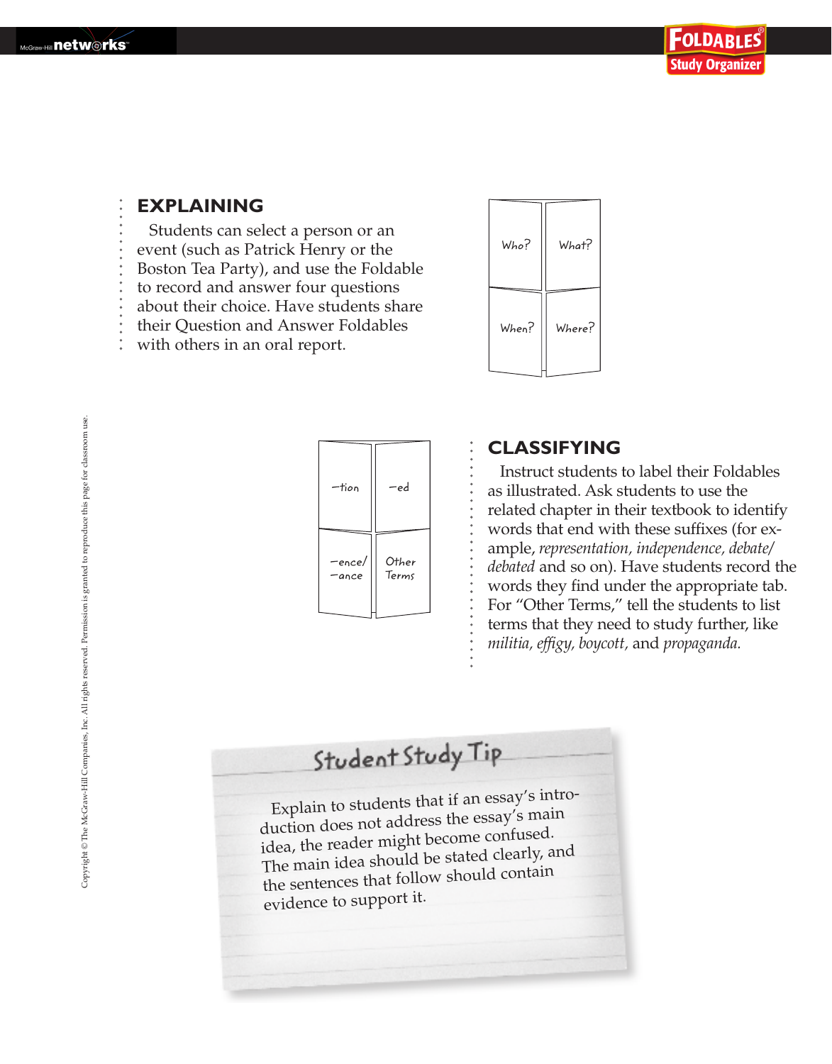## EXPLAINING

Students can select a person or an event (such as Patrick Henry or the Boston Tea Party), and use the Foldable to record and answer four questions about their choice. Have students share their Question and Answer Foldables with others in an oral report.

Who?
What?
When?
Where?

−tion
−ed
−ence/ −ance
Other Terms

## CLASSIFYING

Instruct students to label their Foldables as illustrated. Ask students to use the related chapter in their textbook to identify words that end with these suffixes (for example, *representation, independence, debate/ debated* and so on). Have students record the words they find under the appropriate tab. For "Other Terms," tell the students to list terms that they need to study further, like *militia, effigy, boycott,* and *propaganda.*

### Student Study Tip

Explain to students that if an essay's introduction does not address the essay's main idea, the reader might become confused. The main idea should be stated clearly, and the sentences that follow should contain evidence to support it.

Copyright © The McGraw-Hill Companies, Inc. All rights reserved. Permission is granted to reproduce this page for classroom use.